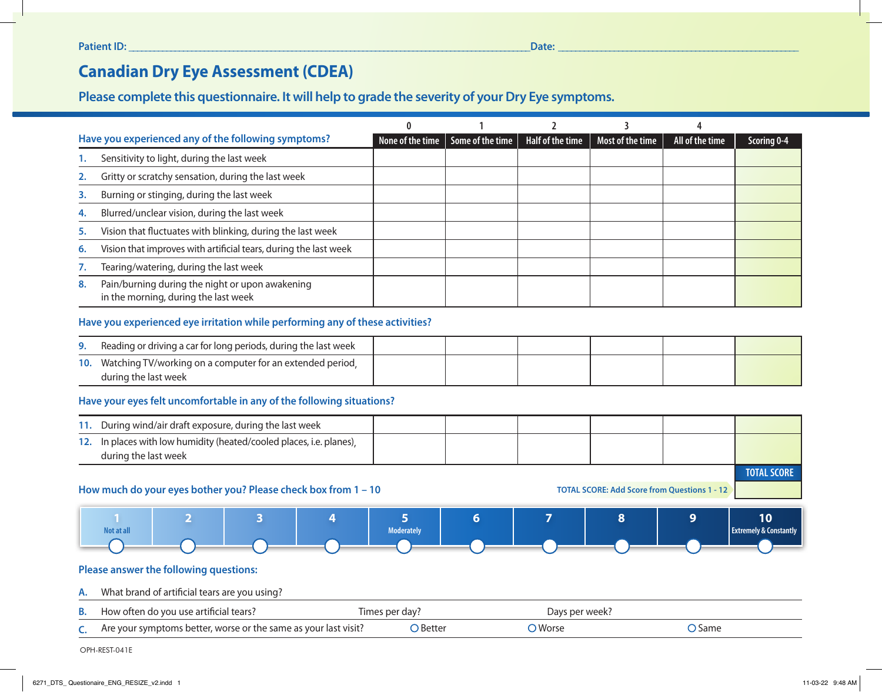Patient ID: ______________________________ Date: ______________________________

# Canadian Dry Eye Assessment (CDEA)

## Please complete this questionnaire. It will help to grade the severity of your Dry Eye symptoms.

| Have you experienced any of the following symptoms? | 0 None of the time | 1 Some of the time | 2 Half of the time | 3 Most of the time | 4 All of the time | Scoring 0-4 |
|---|---|---|---|---|---|---|
| 1. Sensitivity to light, during the last week | | | | | | |
| 2. Gritty or scratchy sensation, during the last week | | | | | | |
| 3. Burning or stinging, during the last week | | | | | | |
| 4. Blurred/unclear vision, during the last week | | | | | | |
| 5. Vision that fluctuates with blinking, during the last week | | | | | | |
| 6. Vision that improves with artificial tears, during the last week | | | | | | |
| 7. Tearing/watering, during the last week | | | | | | |
| 8. Pain/burning during the night or upon awakening in the morning, during the last week | | | | | | |
| **Have you experienced eye irritation while performing any of these activities?** | | | | | | |
| 9. Reading or driving a car for long periods, during the last week | | | | | | |
| 10. Watching TV/working on a computer for an extended period, during the last week | | | | | | |
| **Have your eyes felt uncomfortable in any of the following situations?** | | | | | | |
| 11. During wind/air draft exposure, during the last week | | | | | | |
| 12. In places with low humidity (heated/cooled places, i.e. planes), during the last week | | | | | | |
| | | | | | TOTAL SCORE: Add Score from Questions 1 - 12 | **TOTAL SCORE** |

### How much do your eyes bother you? Please check box from 1 – 10

| 1 Not at all | 2 | 3 | 4 | 5 Moderately | 6 | 7 | 8 | 9 | 10 Extremely & Constantly |
|---|---|---|---|---|---|---|---|---|---|
| ○ | ○ | ○ | ○ | ○ | ○ | ○ | ○ | ○ | ○ |

### Please answer the following questions:

**A.** What brand of artificial tears are you using?

**B.** How often do you use artificial tears? Times per day? Days per week?

**C.** Are your symptoms better, worse or the same as your last visit? ○ Better ○ Worse ○ Same

OPH-REST-041E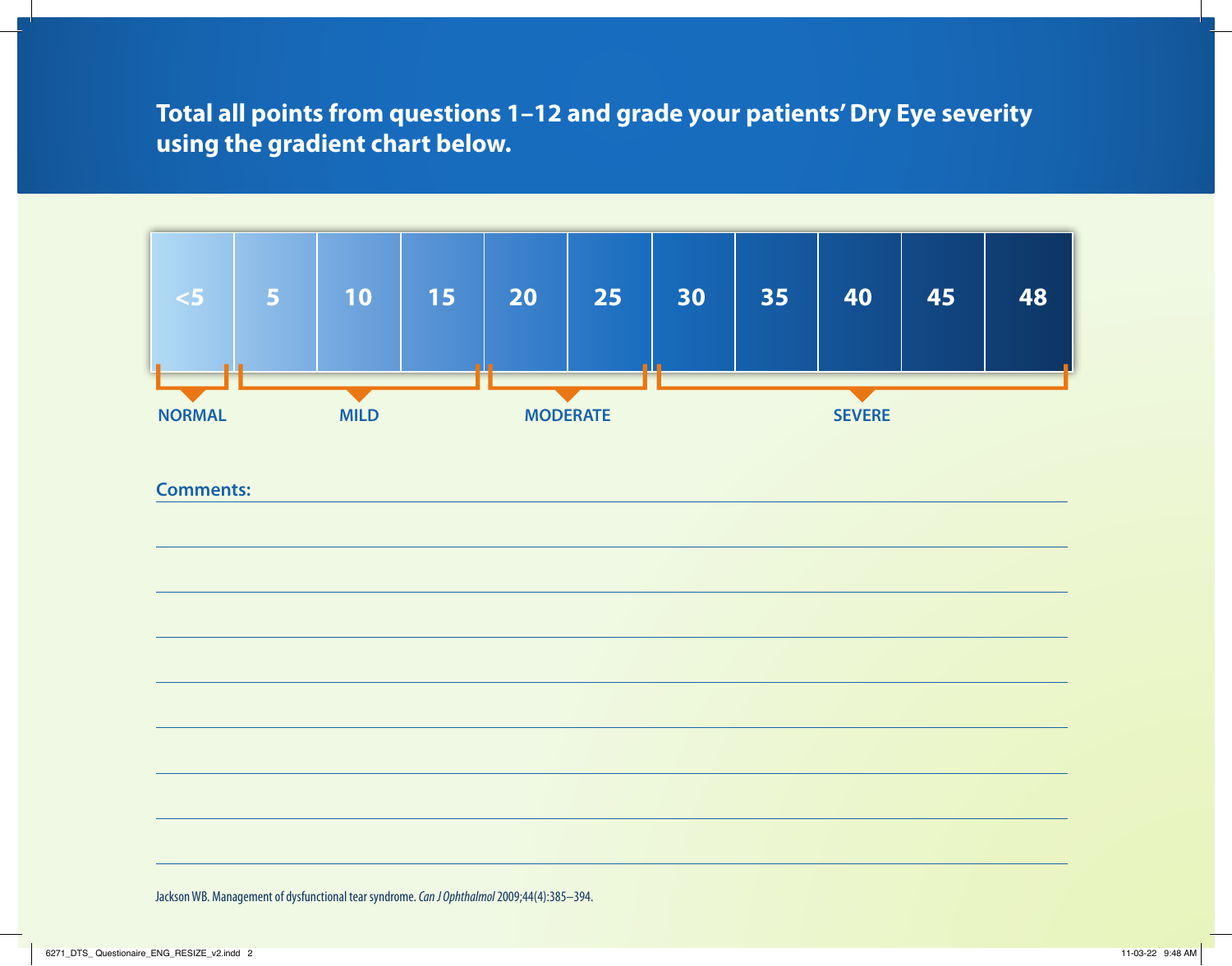**Total all points from questions 1–12 and grade your patients' Dry Eye severity using the gradient chart below.**

<5 5 10 15 20 25 30 35 40 45 48

NORMAL

MILD

MODERATE

SEVERE

**Comments:**

Jackson WB. Management of dysfunctional tear syndrome. *Can J Ophthalmol* 2009;44(4):385–394.